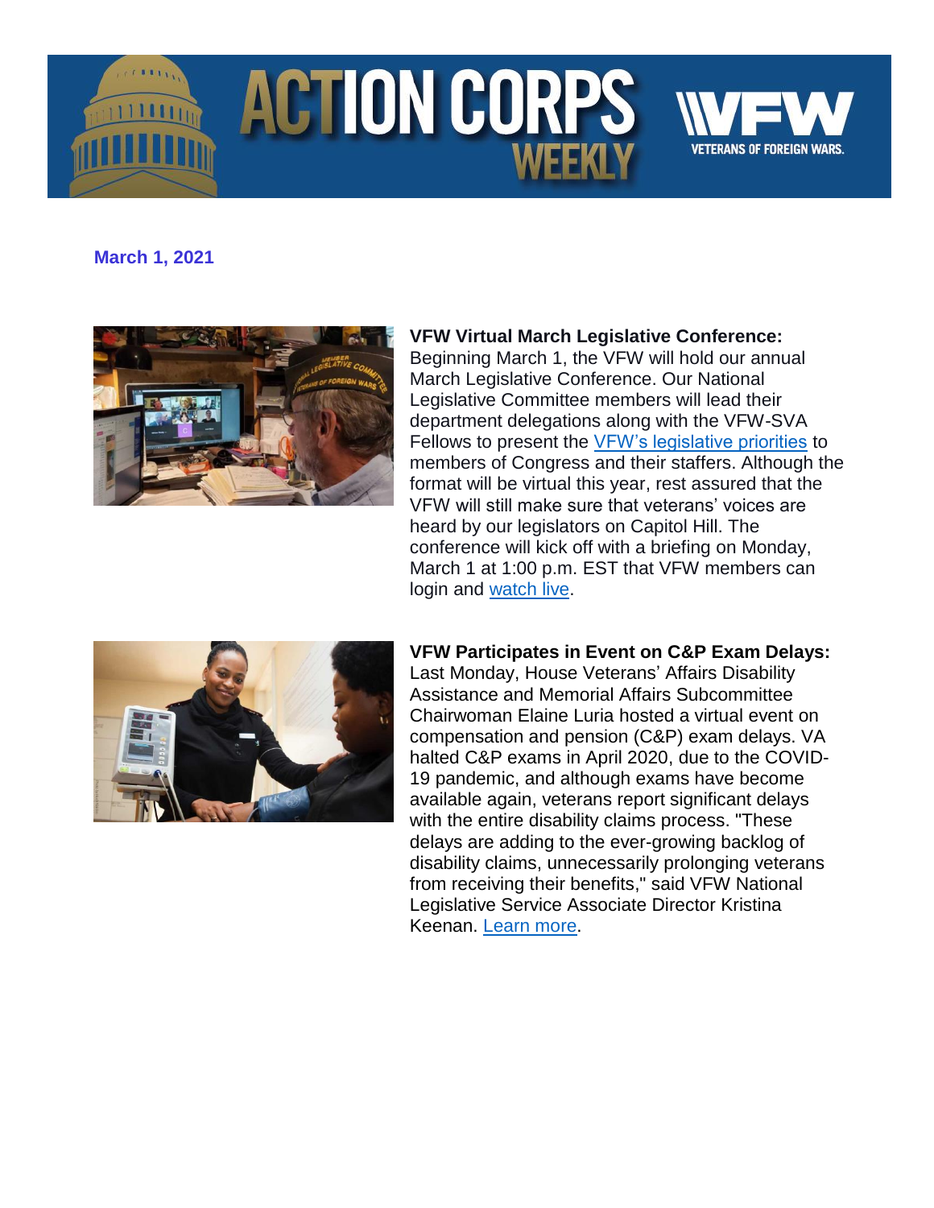# ACTION CORPS WEEKLY

**March 1, 2021**

**VFW Virtual March Legislative Conference:** Beginning March 1, the VFW will hold our annual March Legislative Conference. Our National Legislative Committee members will lead their department delegations along with the VFW-SVA Fellows to present the VFW's legislative priorities to members of Congress and their staffers. Although the format will be virtual this year, rest assured that the VFW will still make sure that veterans' voices are heard by our legislators on Capitol Hill. The conference will kick off with a briefing on Monday, March 1 at 1:00 p.m. EST that VFW members can login and watch live.

**VFW Participates in Event on C&P Exam Delays:** Last Monday, House Veterans' Affairs Disability Assistance and Memorial Affairs Subcommittee Chairwoman Elaine Luria hosted a virtual event on compensation and pension (C&P) exam delays. VA halted C&P exams in April 2020, due to the COVID-19 pandemic, and although exams have become available again, veterans report significant delays with the entire disability claims process. "These delays are adding to the ever-growing backlog of disability claims, unnecessarily prolonging veterans from receiving their benefits," said VFW National Legislative Service Associate Director Kristina Keenan. Learn more.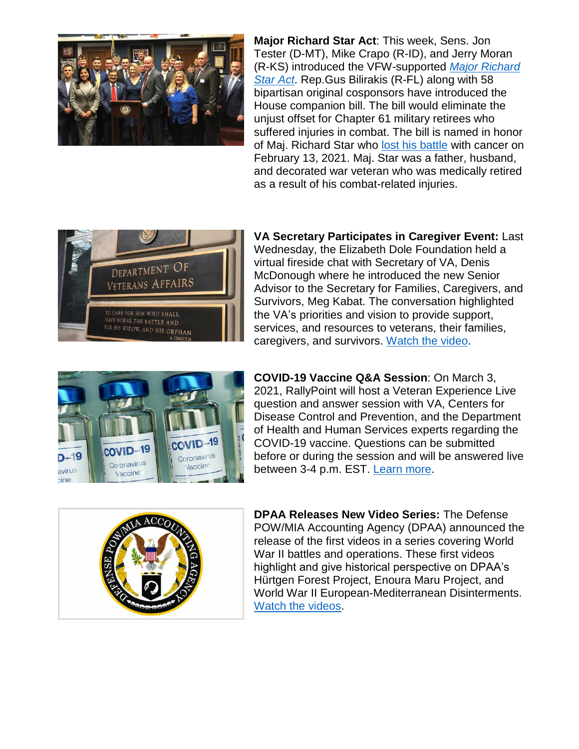**Major Richard Star Act**: This week, Sens. Jon Tester (D-MT), Mike Crapo (R-ID), and Jerry Moran (R-KS) introduced the VFW-supported *Major Richard Star Act*. Rep.Gus Bilirakis (R-FL) along with 58 bipartisan original cosponsors have introduced the House companion bill. The bill would eliminate the unjust offset for Chapter 61 military retirees who suffered injuries in combat. The bill is named in honor of Maj. Richard Star who lost his battle with cancer on February 13, 2021. Maj. Star was a father, husband, and decorated war veteran who was medically retired as a result of his combat-related injuries.

**VA Secretary Participates in Caregiver Event:** Last Wednesday, the Elizabeth Dole Foundation held a virtual fireside chat with Secretary of VA, Denis McDonough where he introduced the new Senior Advisor to the Secretary for Families, Caregivers, and Survivors, Meg Kabat. The conversation highlighted the VA's priorities and vision to provide support, services, and resources to veterans, their families, caregivers, and survivors. Watch the video.

**COVID-19 Vaccine Q&A Session**: On March 3, 2021, RallyPoint will host a Veteran Experience Live question and answer session with VA, Centers for Disease Control and Prevention, and the Department of Health and Human Services experts regarding the COVID-19 vaccine. Questions can be submitted before or during the session and will be answered live between 3-4 p.m. EST. Learn more.

**DPAA Releases New Video Series:** The Defense POW/MIA Accounting Agency (DPAA) announced the release of the first videos in a series covering World War II battles and operations. These first videos highlight and give historical perspective on DPAA's Hürtgen Forest Project, Enoura Maru Project, and World War II European-Mediterranean Disinterments. Watch the videos.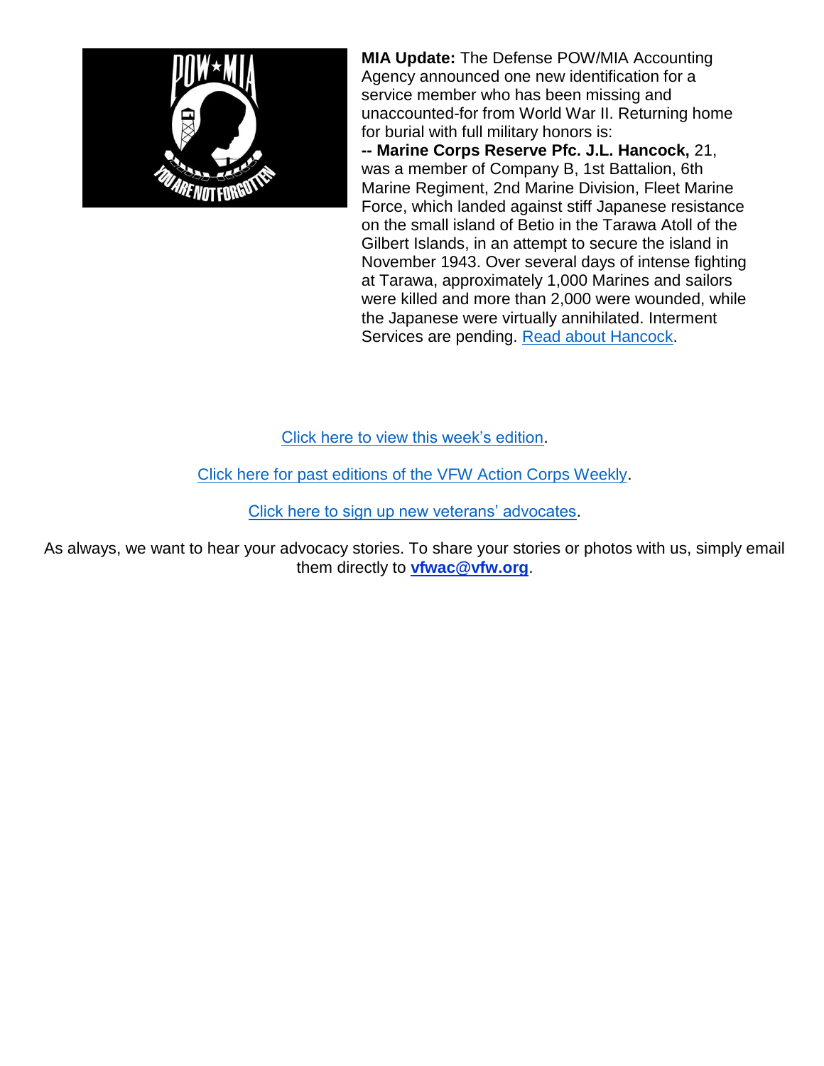**MIA Update:** The Defense POW/MIA Accounting Agency announced one new identification for a service member who has been missing and unaccounted-for from World War II. Returning home for burial with full military honors is:

**-- Marine Corps Reserve Pfc. J.L. Hancock,** 21, was a member of Company B, 1st Battalion, 6th Marine Regiment, 2nd Marine Division, Fleet Marine Force, which landed against stiff Japanese resistance on the small island of Betio in the Tarawa Atoll of the Gilbert Islands, in an attempt to secure the island in November 1943. Over several days of intense fighting at Tarawa, approximately 1,000 Marines and sailors were killed and more than 2,000 were wounded, while the Japanese were virtually annihilated. Interment Services are pending. Read about Hancock.

Click here to view this week's edition.

Click here for past editions of the VFW Action Corps Weekly.

Click here to sign up new veterans' advocates.

As always, we want to hear your advocacy stories. To share your stories or photos with us, simply email them directly to **vfwac@vfw.org**.